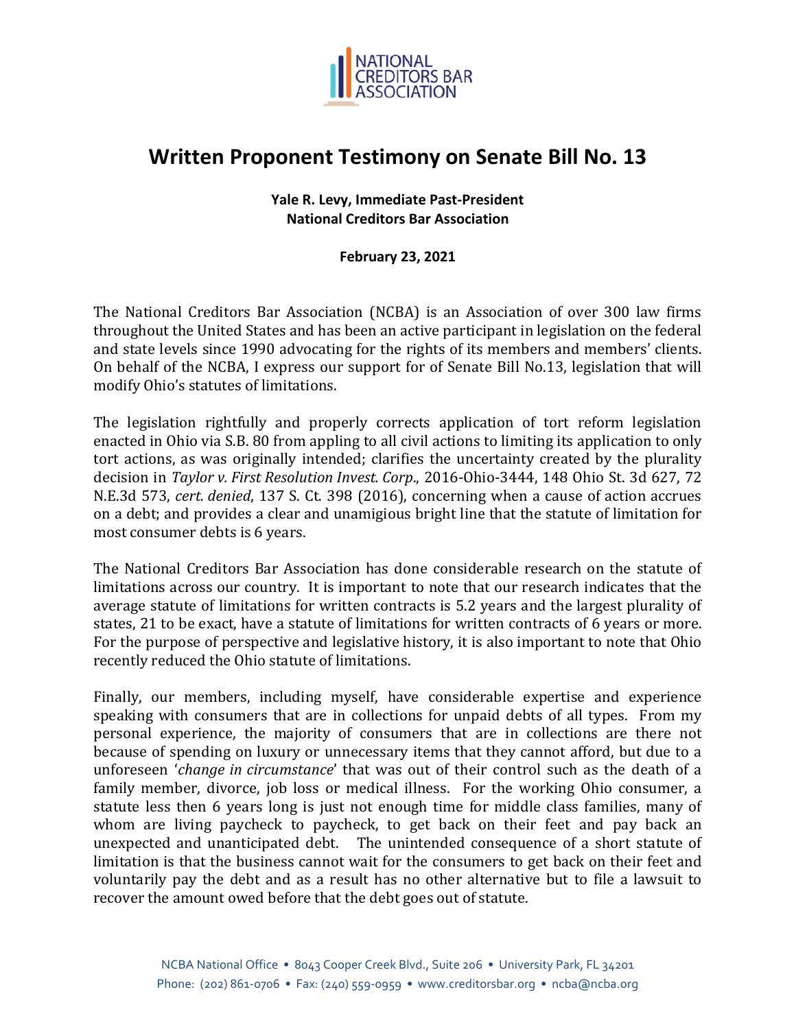NATIONAL CREDITORS BAR ASSOCIATION

# Written Proponent Testimony on Senate Bill No. 13

**Yale R. Levy, Immediate Past-President**
**National Creditors Bar Association**

**February 23, 2021**

The National Creditors Bar Association (NCBA) is an Association of over 300 law firms throughout the United States and has been an active participant in legislation on the federal and state levels since 1990 advocating for the rights of its members and members' clients. On behalf of the NCBA, I express our support for of Senate Bill No.13, legislation that will modify Ohio's statutes of limitations.

The legislation rightfully and properly corrects application of tort reform legislation enacted in Ohio via S.B. 80 from appling to all civil actions to limiting its application to only tort actions, as was originally intended; clarifies the uncertainty created by the plurality decision in *Taylor v. First Resolution Invest. Corp*., 2016-Ohio-3444, 148 Ohio St. 3d 627, 72 N.E.3d 573, *cert. denied*, 137 S. Ct. 398 (2016), concerning when a cause of action accrues on a debt; and provides a clear and unamigious bright line that the statute of limitation for most consumer debts is 6 years.

The National Creditors Bar Association has done considerable research on the statute of limitations across our country. It is important to note that our research indicates that the average statute of limitations for written contracts is 5.2 years and the largest plurality of states, 21 to be exact, have a statute of limitations for written contracts of 6 years or more. For the purpose of perspective and legislative history, it is also important to note that Ohio recently reduced the Ohio statute of limitations.

Finally, our members, including myself, have considerable expertise and experience speaking with consumers that are in collections for unpaid debts of all types. From my personal experience, the majority of consumers that are in collections are there not because of spending on luxury or unnecessary items that they cannot afford, but due to a unforeseen '*change in circumstance*' that was out of their control such as the death of a family member, divorce, job loss or medical illness. For the working Ohio consumer, a statute less then 6 years long is just not enough time for middle class families, many of whom are living paycheck to paycheck, to get back on their feet and pay back an unexpected and unanticipated debt. The unintended consequence of a short statute of limitation is that the business cannot wait for the consumers to get back on their feet and voluntarily pay the debt and as a result has no other alternative but to file a lawsuit to recover the amount owed before that the debt goes out of statute.

NCBA National Office • 8043 Cooper Creek Blvd., Suite 206 • University Park, FL 34201
Phone: (202) 861-0706 • Fax: (240) 559-0959 • www.creditorsbar.org • ncba@ncba.org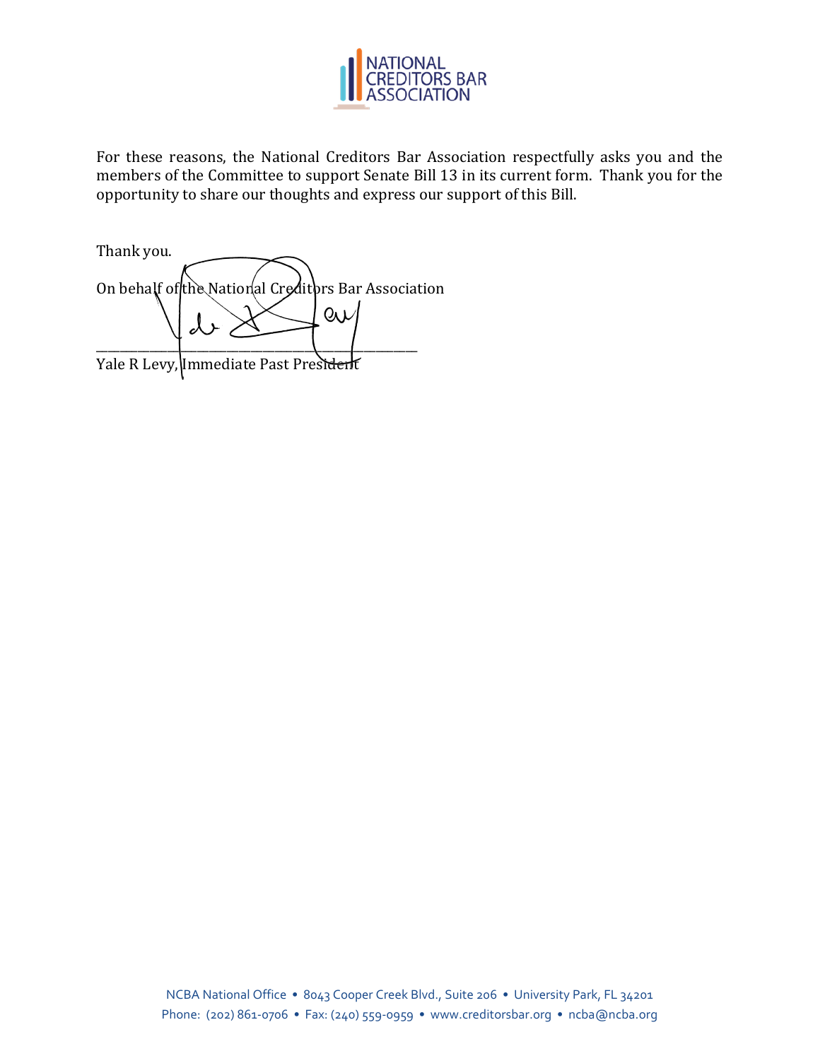For these reasons, the National Creditors Bar Association respectfully asks you and the members of the Committee to support Senate Bill 13 in its current form. Thank you for the opportunity to share our thoughts and express our support of this Bill.

Thank you.

On behalf of the National Creditors Bar Association

\_\_\_\_\_\_\_\_\_\_\_\_\_\_\_\_\_\_\_\_\_\_\_\_\_\_\_\_\_\_\_\_\_\_\_\_\_\_\_\_\_\_\_\_\_\_\_\_

Yale R Levy, Immediate Past President